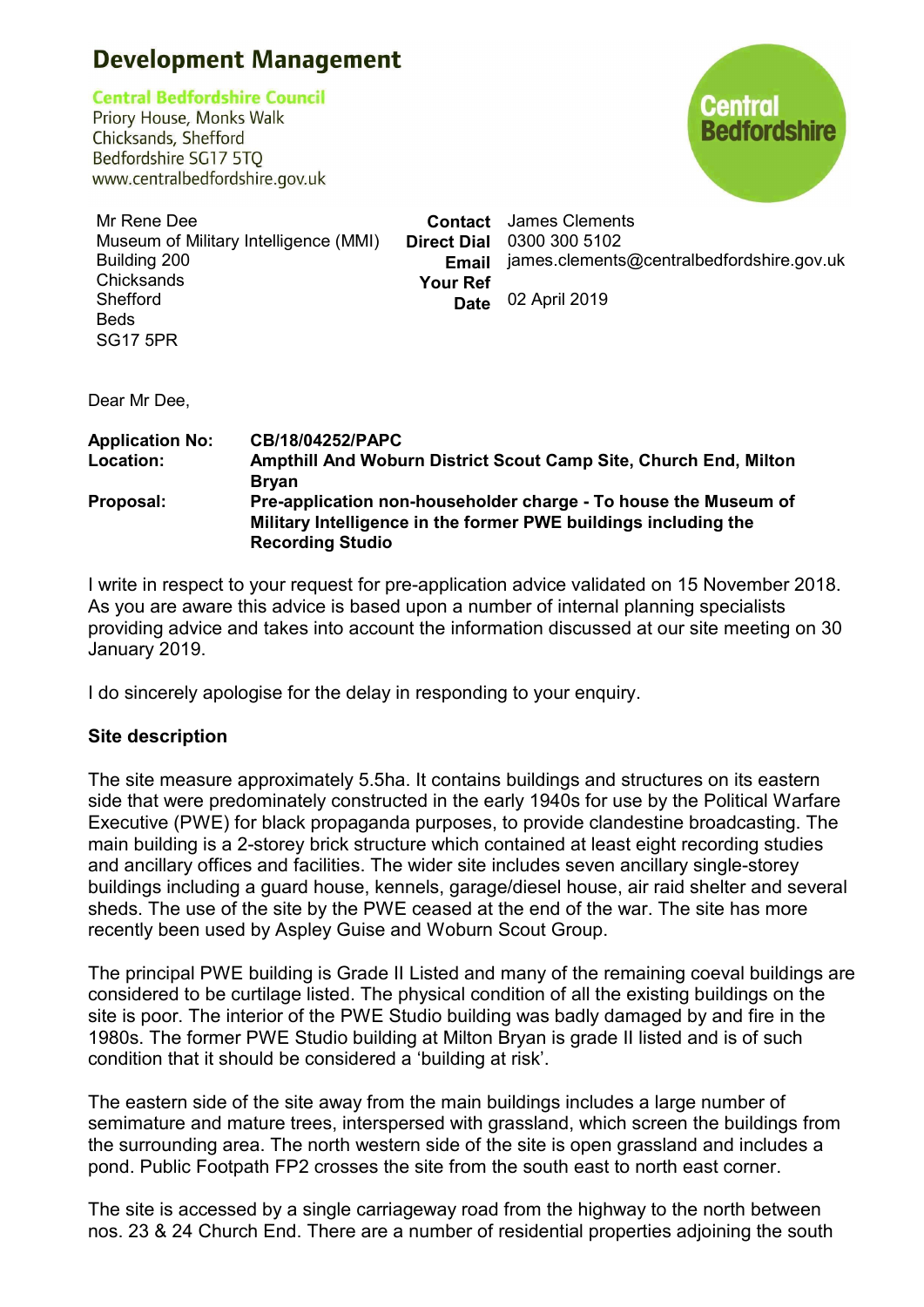# Development Management

**Central Bedfordshire Council**
Priory House, Monks Walk
Chicksands, Shefford
Bedfordshire SG17 5TQ
www.centralbedfordshire.gov.uk

Mr Rene Dee
Museum of Military Intelligence (MMI)
Building 200
Chicksands
Shefford
Beds
SG17 5PR

**Contact** James Clements
**Direct Dial** 0300 300 5102
**Email** james.clements@centralbedfordshire.gov.uk
**Your Ref**
**Date** 02 April 2019

Dear Mr Dee,

**Application No:** **CB/18/04252/PAPC**
**Location:** **Ampthill And Woburn District Scout Camp Site, Church End, Milton Bryan**
**Proposal:** **Pre-application non-householder charge - To house the Museum of Military Intelligence in the former PWE buildings including the Recording Studio**

I write in respect to your request for pre-application advice validated on 15 November 2018. As you are aware this advice is based upon a number of internal planning specialists providing advice and takes into account the information discussed at our site meeting on 30 January 2019.

I do sincerely apologise for the delay in responding to your enquiry.

## Site description

The site measure approximately 5.5ha. It contains buildings and structures on its eastern side that were predominately constructed in the early 1940s for use by the Political Warfare Executive (PWE) for black propaganda purposes, to provide clandestine broadcasting. The main building is a 2-storey brick structure which contained at least eight recording studies and ancillary offices and facilities. The wider site includes seven ancillary single-storey buildings including a guard house, kennels, garage/diesel house, air raid shelter and several sheds. The use of the site by the PWE ceased at the end of the war. The site has more recently been used by Aspley Guise and Woburn Scout Group.

The principal PWE building is Grade II Listed and many of the remaining coeval buildings are considered to be curtilage listed. The physical condition of all the existing buildings on the site is poor. The interior of the PWE Studio building was badly damaged by and fire in the 1980s. The former PWE Studio building at Milton Bryan is grade II listed and is of such condition that it should be considered a 'building at risk'.

The eastern side of the site away from the main buildings includes a large number of semimature and mature trees, interspersed with grassland, which screen the buildings from the surrounding area. The north western side of the site is open grassland and includes a pond. Public Footpath FP2 crosses the site from the south east to north east corner.

The site is accessed by a single carriageway road from the highway to the north between nos. 23 & 24 Church End. There are a number of residential properties adjoining the south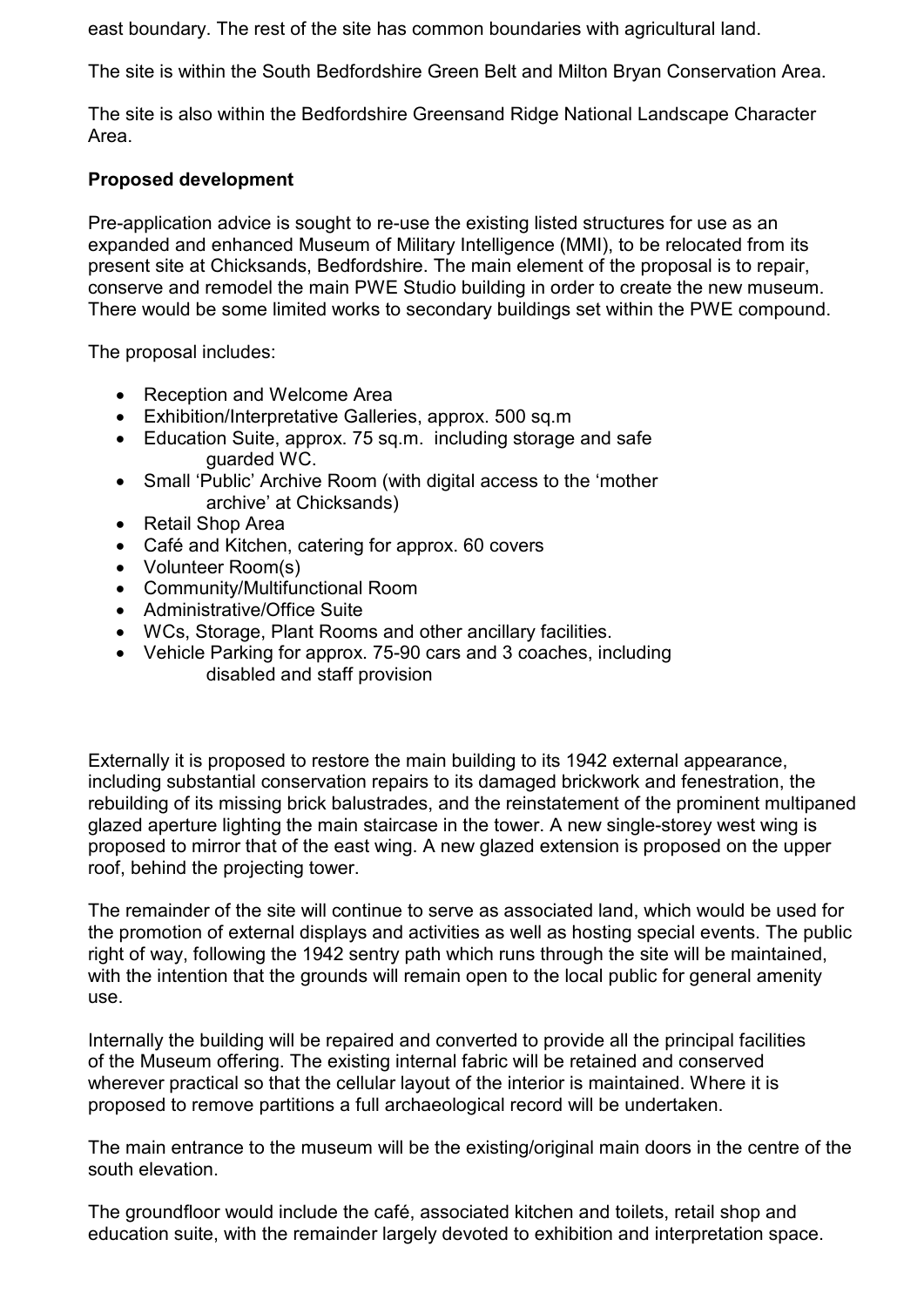east boundary. The rest of the site has common boundaries with agricultural land.

The site is within the South Bedfordshire Green Belt and Milton Bryan Conservation Area.

The site is also within the Bedfordshire Greensand Ridge National Landscape Character Area.

**Proposed development**

Pre-application advice is sought to re-use the existing listed structures for use as an expanded and enhanced Museum of Military Intelligence (MMI), to be relocated from its present site at Chicksands, Bedfordshire. The main element of the proposal is to repair, conserve and remodel the main PWE Studio building in order to create the new museum. There would be some limited works to secondary buildings set within the PWE compound.

The proposal includes:

- Reception and Welcome Area
- Exhibition/Interpretative Galleries, approx. 500 sq.m
- Education Suite, approx. 75 sq.m. including storage and safe guarded WC.
- Small 'Public' Archive Room (with digital access to the 'mother archive' at Chicksands)
- Retail Shop Area
- Café and Kitchen, catering for approx. 60 covers
- Volunteer Room(s)
- Community/Multifunctional Room
- Administrative/Office Suite
- WCs, Storage, Plant Rooms and other ancillary facilities.
- Vehicle Parking for approx. 75-90 cars and 3 coaches, including disabled and staff provision

Externally it is proposed to restore the main building to its 1942 external appearance, including substantial conservation repairs to its damaged brickwork and fenestration, the rebuilding of its missing brick balustrades, and the reinstatement of the prominent multipaned glazed aperture lighting the main staircase in the tower. A new single-storey west wing is proposed to mirror that of the east wing. A new glazed extension is proposed on the upper roof, behind the projecting tower.

The remainder of the site will continue to serve as associated land, which would be used for the promotion of external displays and activities as well as hosting special events. The public right of way, following the 1942 sentry path which runs through the site will be maintained, with the intention that the grounds will remain open to the local public for general amenity use.

Internally the building will be repaired and converted to provide all the principal facilities of the Museum offering. The existing internal fabric will be retained and conserved wherever practical so that the cellular layout of the interior is maintained. Where it is proposed to remove partitions a full archaeological record will be undertaken.

The main entrance to the museum will be the existing/original main doors in the centre of the south elevation.

The groundfloor would include the café, associated kitchen and toilets, retail shop and education suite, with the remainder largely devoted to exhibition and interpretation space.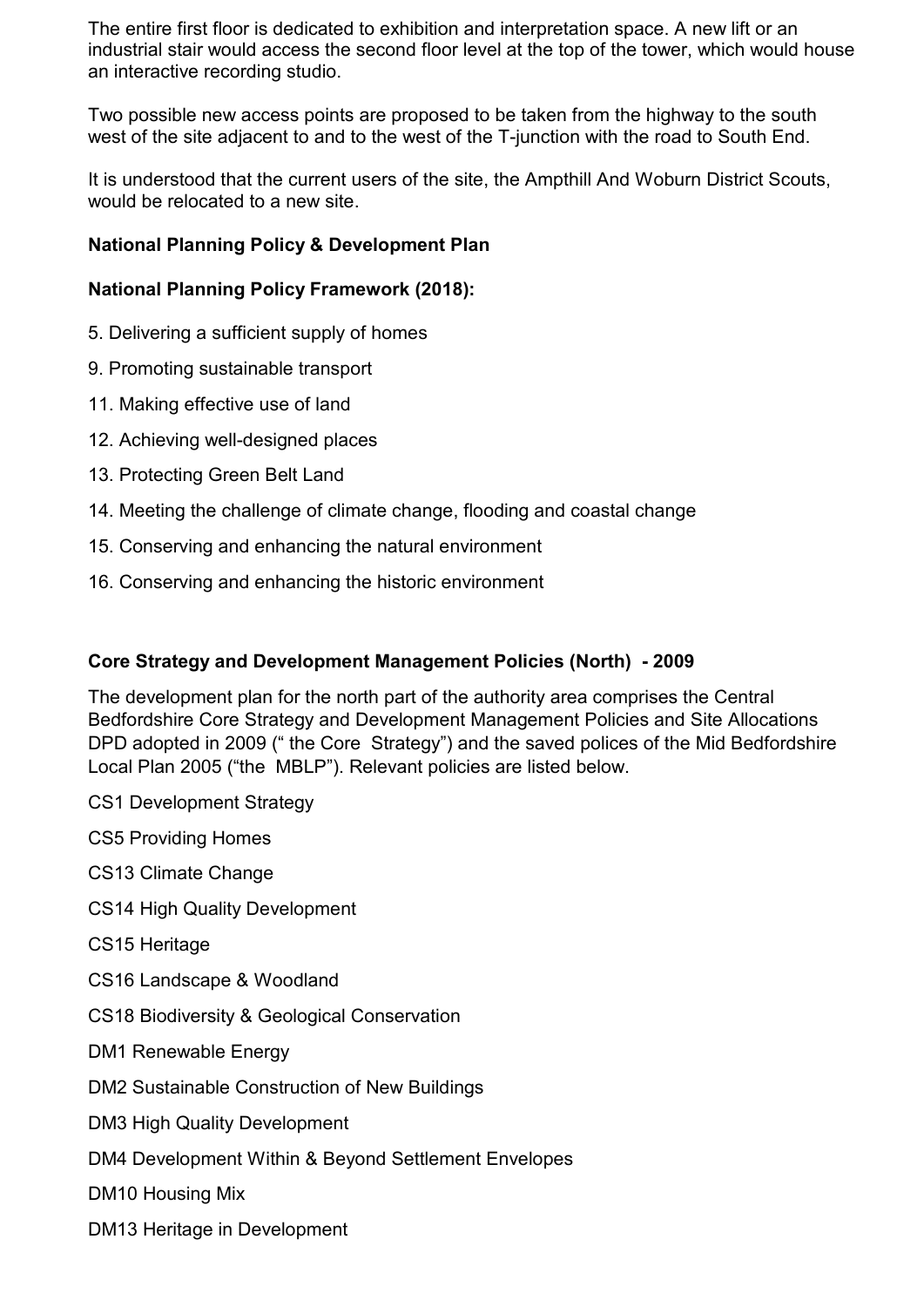The entire first floor is dedicated to exhibition and interpretation space. A new lift or an industrial stair would access the second floor level at the top of the tower, which would house an interactive recording studio.

Two possible new access points are proposed to be taken from the highway to the south west of the site adjacent to and to the west of the T-junction with the road to South End.

It is understood that the current users of the site, the Ampthill And Woburn District Scouts, would be relocated to a new site.

**National Planning Policy & Development Plan**

**National Planning Policy Framework (2018):**

5. Delivering a sufficient supply of homes

9. Promoting sustainable transport

11. Making effective use of land

12. Achieving well-designed places

13. Protecting Green Belt Land

14. Meeting the challenge of climate change, flooding and coastal change

15. Conserving and enhancing the natural environment

16. Conserving and enhancing the historic environment

**Core Strategy and Development Management Policies (North) - 2009**

The development plan for the north part of the authority area comprises the Central Bedfordshire Core Strategy and Development Management Policies and Site Allocations DPD adopted in 2009 (" the Core Strategy") and the saved polices of the Mid Bedfordshire Local Plan 2005 ("the MBLP"). Relevant policies are listed below.

CS1 Development Strategy

CS5 Providing Homes

CS13 Climate Change

CS14 High Quality Development

CS15 Heritage

CS16 Landscape & Woodland

CS18 Biodiversity & Geological Conservation

DM1 Renewable Energy

DM2 Sustainable Construction of New Buildings

DM3 High Quality Development

DM4 Development Within & Beyond Settlement Envelopes

DM10 Housing Mix

DM13 Heritage in Development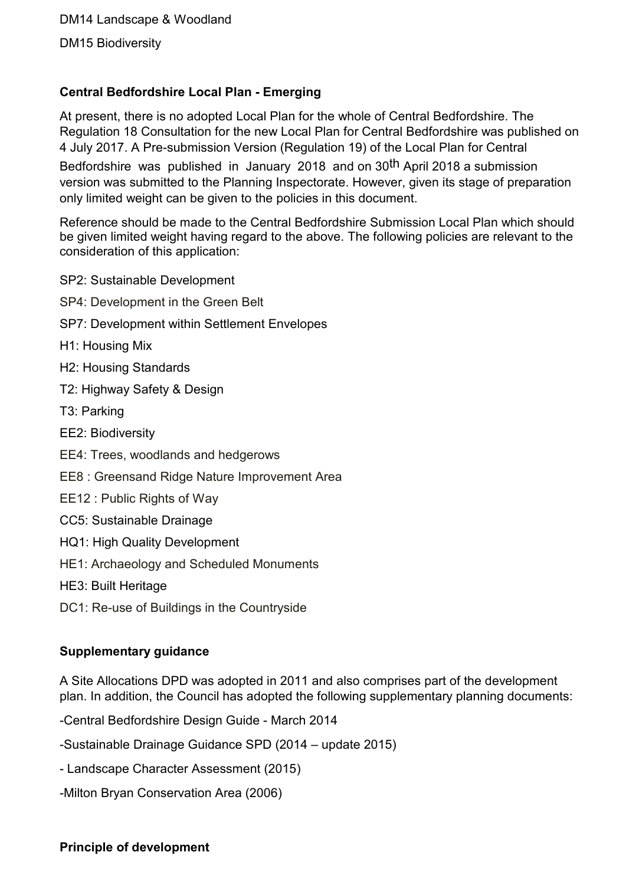DM14 Landscape & Woodland

DM15 Biodiversity

**Central Bedfordshire Local Plan - Emerging**

At present, there is no adopted Local Plan for the whole of Central Bedfordshire. The Regulation 18 Consultation for the new Local Plan for Central Bedfordshire was published on 4 July 2017. A Pre-submission Version (Regulation 19) of the Local Plan for Central Bedfordshire was published in January 2018 and on 30th April 2018 a submission version was submitted to the Planning Inspectorate. However, given its stage of preparation only limited weight can be given to the policies in this document.

Reference should be made to the Central Bedfordshire Submission Local Plan which should be given limited weight having regard to the above. The following policies are relevant to the consideration of this application:

SP2: Sustainable Development

SP4: Development in the Green Belt

SP7: Development within Settlement Envelopes

H1: Housing Mix

H2: Housing Standards

T2: Highway Safety & Design

T3: Parking

EE2: Biodiversity

EE4: Trees, woodlands and hedgerows

EE8 : Greensand Ridge Nature Improvement Area

EE12 : Public Rights of Way

CC5: Sustainable Drainage

HQ1: High Quality Development

HE1: Archaeology and Scheduled Monuments

HE3: Built Heritage

DC1: Re-use of Buildings in the Countryside

**Supplementary guidance**

A Site Allocations DPD was adopted in 2011 and also comprises part of the development plan. In addition, the Council has adopted the following supplementary planning documents:

-Central Bedfordshire Design Guide - March 2014

-Sustainable Drainage Guidance SPD (2014 – update 2015)

- Landscape Character Assessment (2015)

-Milton Bryan Conservation Area (2006)

**Principle of development**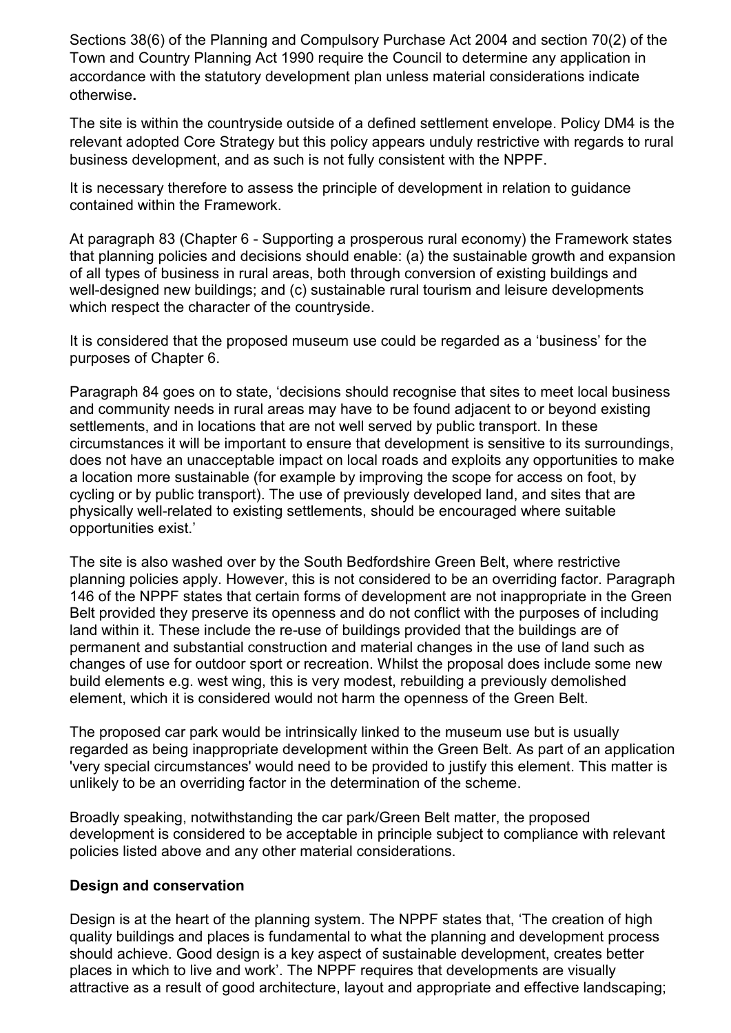Sections 38(6) of the Planning and Compulsory Purchase Act 2004 and section 70(2) of the Town and Country Planning Act 1990 require the Council to determine any application in accordance with the statutory development plan unless material considerations indicate otherwise**.**

The site is within the countryside outside of a defined settlement envelope. Policy DM4 is the relevant adopted Core Strategy but this policy appears unduly restrictive with regards to rural business development, and as such is not fully consistent with the NPPF.

It is necessary therefore to assess the principle of development in relation to guidance contained within the Framework.

At paragraph 83 (Chapter 6 - Supporting a prosperous rural economy) the Framework states that planning policies and decisions should enable: (a) the sustainable growth and expansion of all types of business in rural areas, both through conversion of existing buildings and well-designed new buildings; and (c) sustainable rural tourism and leisure developments which respect the character of the countryside.

It is considered that the proposed museum use could be regarded as a 'business' for the purposes of Chapter 6.

Paragraph 84 goes on to state, 'decisions should recognise that sites to meet local business and community needs in rural areas may have to be found adjacent to or beyond existing settlements, and in locations that are not well served by public transport. In these circumstances it will be important to ensure that development is sensitive to its surroundings, does not have an unacceptable impact on local roads and exploits any opportunities to make a location more sustainable (for example by improving the scope for access on foot, by cycling or by public transport). The use of previously developed land, and sites that are physically well-related to existing settlements, should be encouraged where suitable opportunities exist.'

The site is also washed over by the South Bedfordshire Green Belt, where restrictive planning policies apply. However, this is not considered to be an overriding factor. Paragraph 146 of the NPPF states that certain forms of development are not inappropriate in the Green Belt provided they preserve its openness and do not conflict with the purposes of including land within it. These include the re-use of buildings provided that the buildings are of permanent and substantial construction and material changes in the use of land such as changes of use for outdoor sport or recreation. Whilst the proposal does include some new build elements e.g. west wing, this is very modest, rebuilding a previously demolished element, which it is considered would not harm the openness of the Green Belt.

The proposed car park would be intrinsically linked to the museum use but is usually regarded as being inappropriate development within the Green Belt. As part of an application 'very special circumstances' would need to be provided to justify this element. This matter is unlikely to be an overriding factor in the determination of the scheme.

Broadly speaking, notwithstanding the car park/Green Belt matter, the proposed development is considered to be acceptable in principle subject to compliance with relevant policies listed above and any other material considerations.

**Design and conservation**

Design is at the heart of the planning system. The NPPF states that, 'The creation of high quality buildings and places is fundamental to what the planning and development process should achieve. Good design is a key aspect of sustainable development, creates better places in which to live and work'. The NPPF requires that developments are visually attractive as a result of good architecture, layout and appropriate and effective landscaping;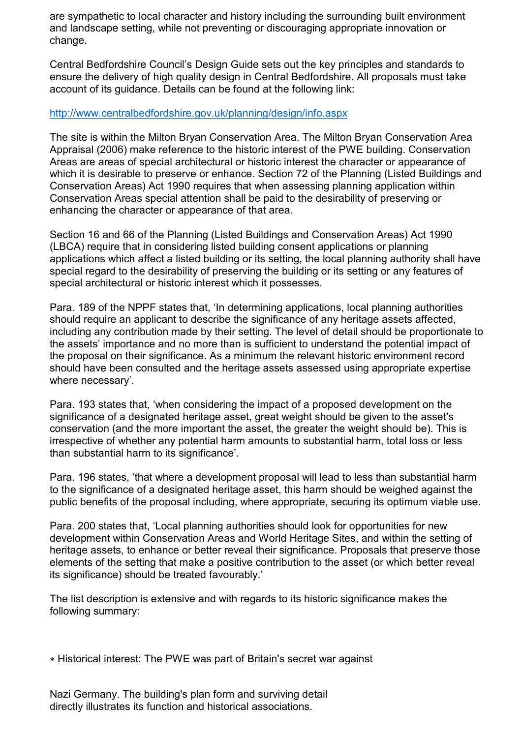are sympathetic to local character and history including the surrounding built environment and landscape setting, while not preventing or discouraging appropriate innovation or change.

Central Bedfordshire Council's Design Guide sets out the key principles and standards to ensure the delivery of high quality design in Central Bedfordshire. All proposals must take account of its guidance. Details can be found at the following link:

http://www.centralbedfordshire.gov.uk/planning/design/info.aspx

The site is within the Milton Bryan Conservation Area. The Milton Bryan Conservation Area Appraisal (2006) make reference to the historic interest of the PWE building. Conservation Areas are areas of special architectural or historic interest the character or appearance of which it is desirable to preserve or enhance. Section 72 of the Planning (Listed Buildings and Conservation Areas) Act 1990 requires that when assessing planning application within Conservation Areas special attention shall be paid to the desirability of preserving or enhancing the character or appearance of that area.

Section 16 and 66 of the Planning (Listed Buildings and Conservation Areas) Act 1990 (LBCA) require that in considering listed building consent applications or planning applications which affect a listed building or its setting, the local planning authority shall have special regard to the desirability of preserving the building or its setting or any features of special architectural or historic interest which it possesses.

Para. 189 of the NPPF states that, 'In determining applications, local planning authorities should require an applicant to describe the significance of any heritage assets affected, including any contribution made by their setting. The level of detail should be proportionate to the assets' importance and no more than is sufficient to understand the potential impact of the proposal on their significance. As a minimum the relevant historic environment record should have been consulted and the heritage assets assessed using appropriate expertise where necessary'.

Para. 193 states that, 'when considering the impact of a proposed development on the significance of a designated heritage asset, great weight should be given to the asset's conservation (and the more important the asset, the greater the weight should be). This is irrespective of whether any potential harm amounts to substantial harm, total loss or less than substantial harm to its significance'.

Para. 196 states, 'that where a development proposal will lead to less than substantial harm to the significance of a designated heritage asset, this harm should be weighed against the public benefits of the proposal including, where appropriate, securing its optimum viable use.

Para. 200 states that, 'Local planning authorities should look for opportunities for new development within Conservation Areas and World Heritage Sites, and within the setting of heritage assets, to enhance or better reveal their significance. Proposals that preserve those elements of the setting that make a positive contribution to the asset (or which better reveal its significance) should be treated favourably.'

The list description is extensive and with regards to its historic significance makes the following summary:

* Historical interest: The PWE was part of Britain's secret war against

Nazi Germany. The building's plan form and surviving detail directly illustrates its function and historical associations.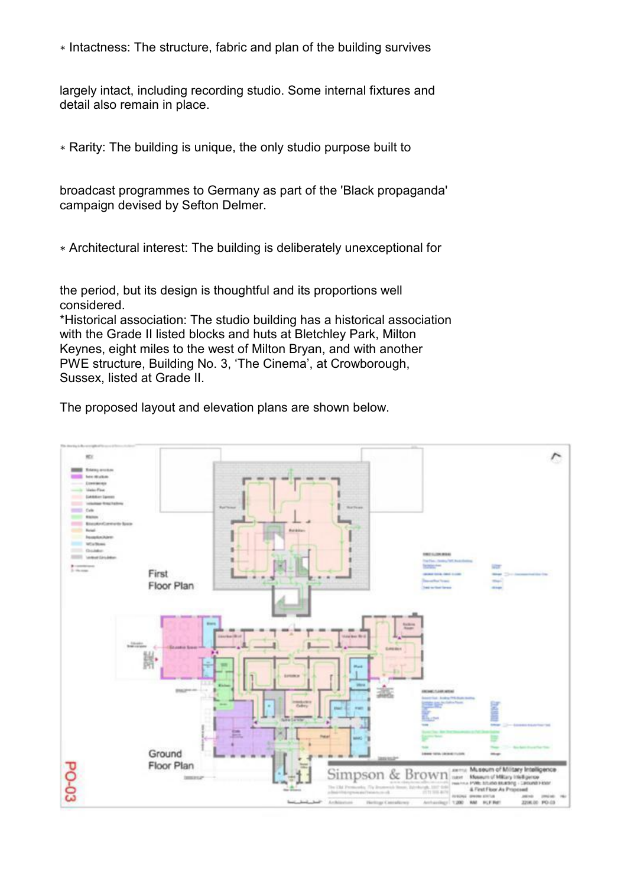* Intactness: The structure, fabric and plan of the building survives largely intact, including recording studio. Some internal fixtures and detail also remain in place.

* Rarity: The building is unique, the only studio purpose built to broadcast programmes to Germany as part of the 'Black propaganda' campaign devised by Sefton Delmer.

* Architectural interest: The building is deliberately unexceptional for the period, but its design is thoughtful and its proportions well considered.

*Historical association: The studio building has a historical association with the Grade II listed blocks and huts at Bletchley Park, Milton Keynes, eight miles to the west of Milton Bryan, and with another PWE structure, Building No. 3, 'The Cinema', at Crowborough, Sussex, listed at Grade II.

The proposed layout and elevation plans are shown below.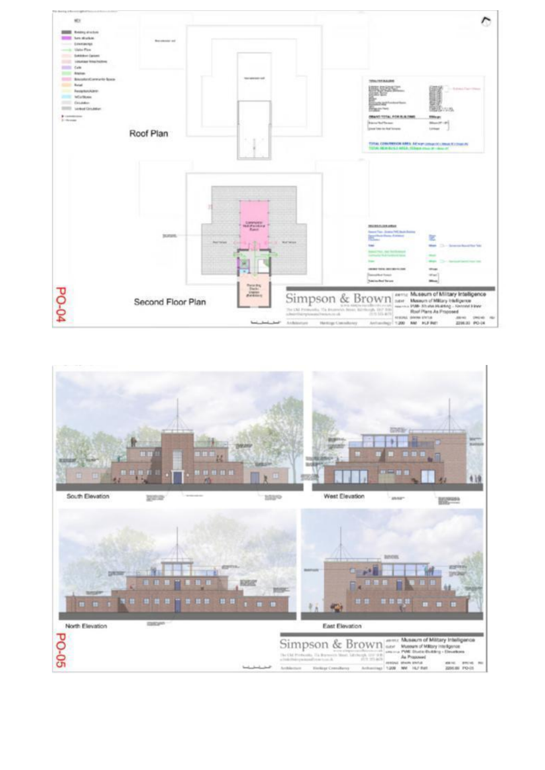## Roof Plan

## Second Floor Plan

PO-04

Simpson & Brown

Architecture | Heritage Consultancy | Archaeology

Museum of Military Intelligence

Museum of Military Intelligence

PMI: Studio Building – Second Floor Roof Plans As Proposed

1:200 | NW | HLF R01 | 2200.00 | PO-04

## South Elevation

## West Elevation

## North Elevation

## East Elevation

PO-05

Simpson & Brown

Architecture | Heritage Consultancy | Archaeology

Museum of Military Intelligence

Museum of Military Intelligence

PMI: Studio Building – Elevations As Proposed

1:200 | NW | HLF R01 | 2200.00 | PO-05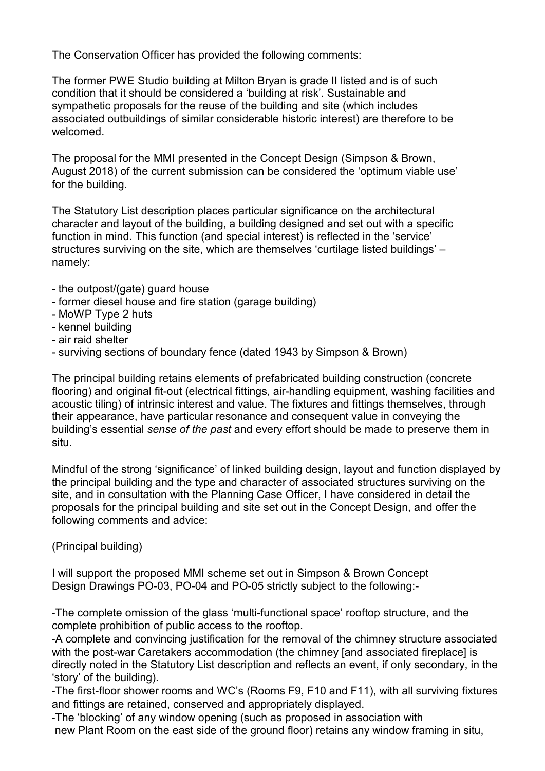The Conservation Officer has provided the following comments:

The former PWE Studio building at Milton Bryan is grade II listed and is of such condition that it should be considered a 'building at risk'. Sustainable and sympathetic proposals for the reuse of the building and site (which includes associated outbuildings of similar considerable historic interest) are therefore to be welcomed.

The proposal for the MMI presented in the Concept Design (Simpson & Brown, August 2018) of the current submission can be considered the 'optimum viable use' for the building.

The Statutory List description places particular significance on the architectural character and layout of the building, a building designed and set out with a specific function in mind. This function (and special interest) is reflected in the 'service' structures surviving on the site, which are themselves 'curtilage listed buildings' – namely:

- the outpost/(gate) guard house
- former diesel house and fire station (garage building)
- MoWP Type 2 huts
- kennel building
- air raid shelter
- surviving sections of boundary fence (dated 1943 by Simpson & Brown)

The principal building retains elements of prefabricated building construction (concrete flooring) and original fit-out (electrical fittings, air-handling equipment, washing facilities and acoustic tiling) of intrinsic interest and value. The fixtures and fittings themselves, through their appearance, have particular resonance and consequent value in conveying the building's essential *sense of the past* and every effort should be made to preserve them in situ.

Mindful of the strong 'significance' of linked building design, layout and function displayed by the principal building and the type and character of associated structures surviving on the site, and in consultation with the Planning Case Officer, I have considered in detail the proposals for the principal building and site set out in the Concept Design, and offer the following comments and advice:

(Principal building)

I will support the proposed MMI scheme set out in Simpson & Brown Concept Design Drawings PO-03, PO-04 and PO-05 strictly subject to the following:-

-The complete omission of the glass 'multi-functional space' rooftop structure, and the complete prohibition of public access to the rooftop.
-A complete and convincing justification for the removal of the chimney structure associated with the post-war Caretakers accommodation (the chimney [and associated fireplace] is directly noted in the Statutory List description and reflects an event, if only secondary, in the 'story' of the building).
-The first-floor shower rooms and WC's (Rooms F9, F10 and F11), with all surviving fixtures and fittings are retained, conserved and appropriately displayed.
-The 'blocking' of any window opening (such as proposed in association with new Plant Room on the east side of the ground floor) retains any window framing in situ,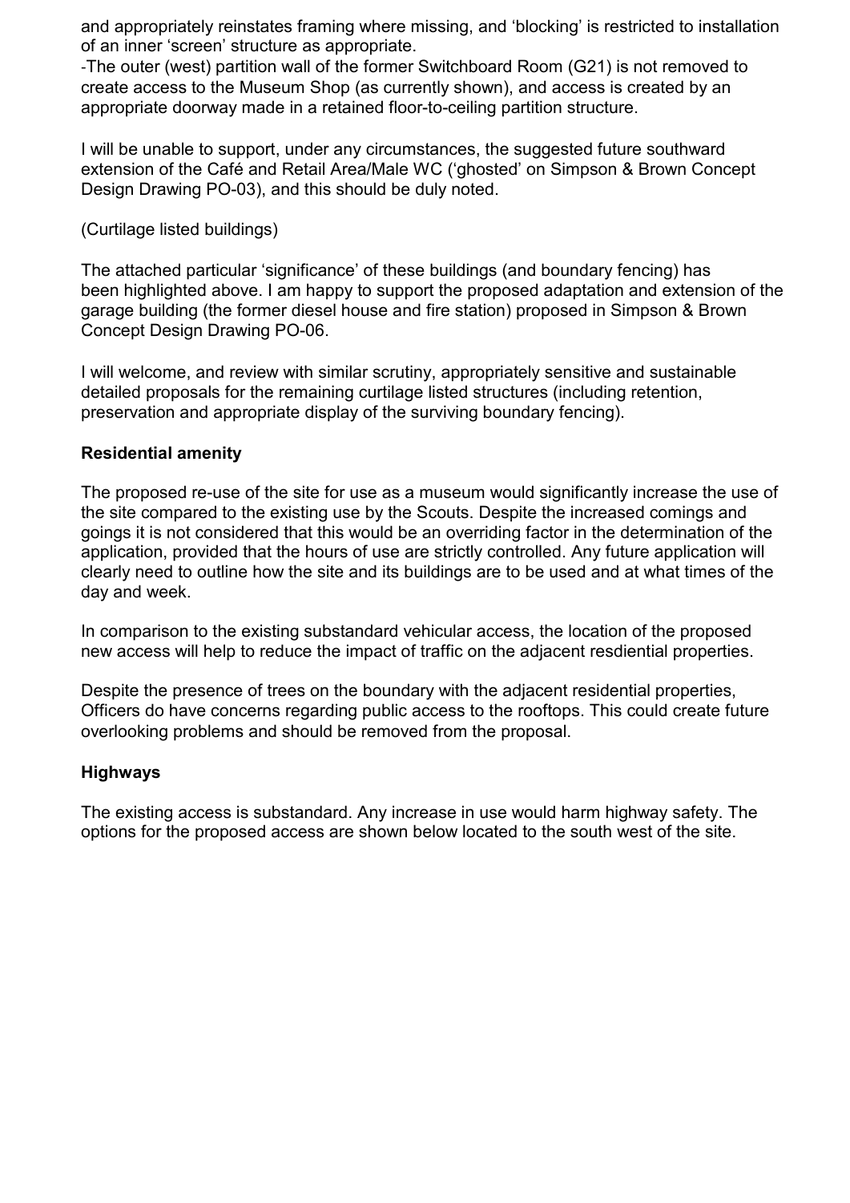and appropriately reinstates framing where missing, and 'blocking' is restricted to installation of an inner 'screen' structure as appropriate.

-The outer (west) partition wall of the former Switchboard Room (G21) is not removed to create access to the Museum Shop (as currently shown), and access is created by an appropriate doorway made in a retained floor-to-ceiling partition structure.

I will be unable to support, under any circumstances, the suggested future southward extension of the Café and Retail Area/Male WC ('ghosted' on Simpson & Brown Concept Design Drawing PO-03), and this should be duly noted.

(Curtilage listed buildings)

The attached particular 'significance' of these buildings (and boundary fencing) has been highlighted above. I am happy to support the proposed adaptation and extension of the garage building (the former diesel house and fire station) proposed in Simpson & Brown Concept Design Drawing PO-06.

I will welcome, and review with similar scrutiny, appropriately sensitive and sustainable detailed proposals for the remaining curtilage listed structures (including retention, preservation and appropriate display of the surviving boundary fencing).

**Residential amenity**

The proposed re-use of the site for use as a museum would significantly increase the use of the site compared to the existing use by the Scouts. Despite the increased comings and goings it is not considered that this would be an overriding factor in the determination of the application, provided that the hours of use are strictly controlled. Any future application will clearly need to outline how the site and its buildings are to be used and at what times of the day and week.

In comparison to the existing substandard vehicular access, the location of the proposed new access will help to reduce the impact of traffic on the adjacent resdiential properties.

Despite the presence of trees on the boundary with the adjacent residential properties, Officers do have concerns regarding public access to the rooftops. This could create future overlooking problems and should be removed from the proposal.

**Highways**

The existing access is substandard. Any increase in use would harm highway safety. The options for the proposed access are shown below located to the south west of the site.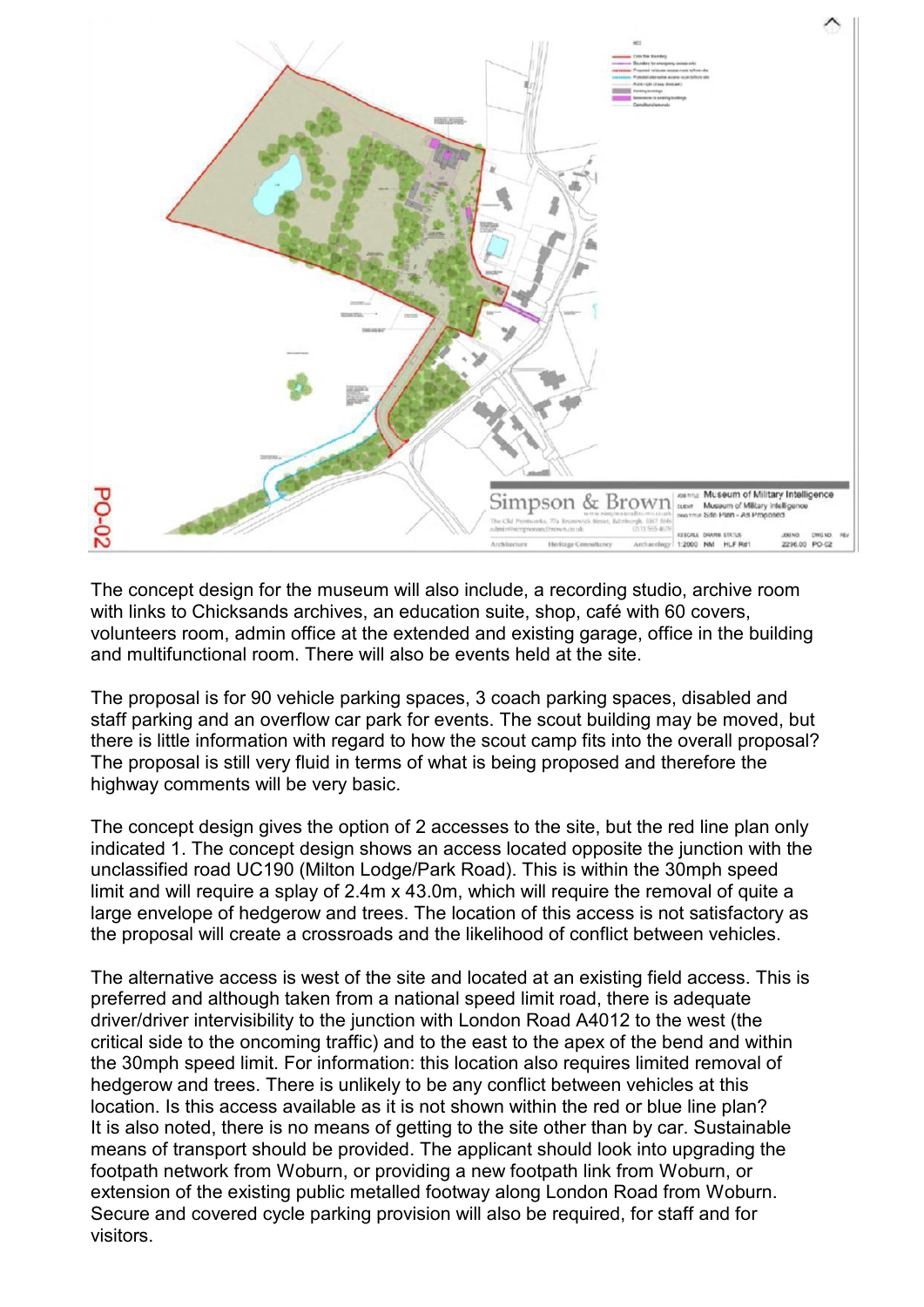The concept design for the museum will also include, a recording studio, archive room with links to Chicksands archives, an education suite, shop, café with 60 covers, volunteers room, admin office at the extended and existing garage, office in the building and multifunctional room. There will also be events held at the site.

The proposal is for 90 vehicle parking spaces, 3 coach parking spaces, disabled and staff parking and an overflow car park for events. The scout building may be moved, but there is little information with regard to how the scout camp fits into the overall proposal? The proposal is still very fluid in terms of what is being proposed and therefore the highway comments will be very basic.

The concept design gives the option of 2 accesses to the site, but the red line plan only indicated 1. The concept design shows an access located opposite the junction with the unclassified road UC190 (Milton Lodge/Park Road). This is within the 30mph speed limit and will require a splay of 2.4m x 43.0m, which will require the removal of quite a large envelope of hedgerow and trees. The location of this access is not satisfactory as the proposal will create a crossroads and the likelihood of conflict between vehicles.

The alternative access is west of the site and located at an existing field access. This is preferred and although taken from a national speed limit road, there is adequate driver/driver intervisibility to the junction with London Road A4012 to the west (the critical side to the oncoming traffic) and to the east to the apex of the bend and within the 30mph speed limit. For information: this location also requires limited removal of hedgerow and trees. There is unlikely to be any conflict between vehicles at this location. Is this access available as it is not shown within the red or blue line plan? It is also noted, there is no means of getting to the site other than by car. Sustainable means of transport should be provided. The applicant should look into upgrading the footpath network from Woburn, or providing a new footpath link from Woburn, or extension of the existing public metalled footway along London Road from Woburn. Secure and covered cycle parking provision will also be required, for staff and for visitors.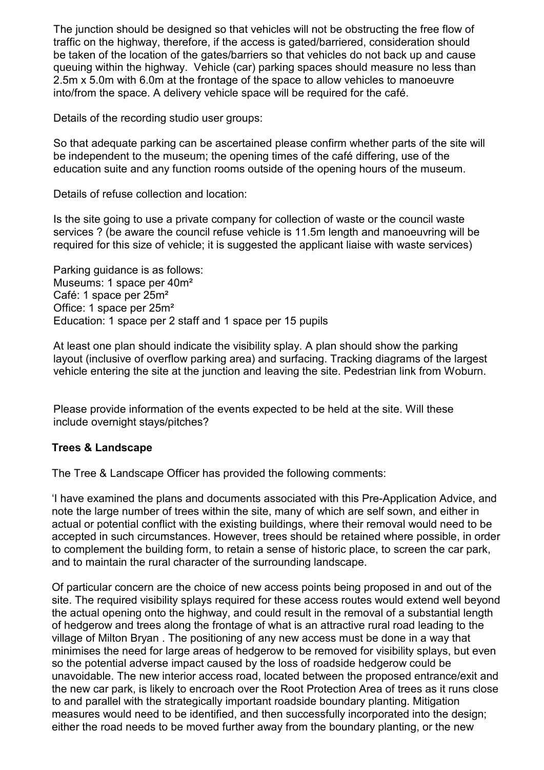The junction should be designed so that vehicles will not be obstructing the free flow of traffic on the highway, therefore, if the access is gated/barriered, consideration should be taken of the location of the gates/barriers so that vehicles do not back up and cause queuing within the highway. Vehicle (car) parking spaces should measure no less than 2.5m x 5.0m with 6.0m at the frontage of the space to allow vehicles to manoeuvre into/from the space. A delivery vehicle space will be required for the café.

Details of the recording studio user groups:

So that adequate parking can be ascertained please confirm whether parts of the site will be independent to the museum; the opening times of the café differing, use of the education suite and any function rooms outside of the opening hours of the museum.

Details of refuse collection and location:

Is the site going to use a private company for collection of waste or the council waste services ? (be aware the council refuse vehicle is 11.5m length and manoeuvring will be required for this size of vehicle; it is suggested the applicant liaise with waste services)

Parking guidance is as follows:
Museums: 1 space per 40m²
Café: 1 space per 25m²
Office: 1 space per 25m²
Education: 1 space per 2 staff and 1 space per 15 pupils

At least one plan should indicate the visibility splay. A plan should show the parking layout (inclusive of overflow parking area) and surfacing. Tracking diagrams of the largest vehicle entering the site at the junction and leaving the site. Pedestrian link from Woburn.

Please provide information of the events expected to be held at the site. Will these include overnight stays/pitches?

**Trees & Landscape**

The Tree & Landscape Officer has provided the following comments:

'I have examined the plans and documents associated with this Pre-Application Advice, and note the large number of trees within the site, many of which are self sown, and either in actual or potential conflict with the existing buildings, where their removal would need to be accepted in such circumstances. However, trees should be retained where possible, in order to complement the building form, to retain a sense of historic place, to screen the car park, and to maintain the rural character of the surrounding landscape.

Of particular concern are the choice of new access points being proposed in and out of the site. The required visibility splays required for these access routes would extend well beyond the actual opening onto the highway, and could result in the removal of a substantial length of hedgerow and trees along the frontage of what is an attractive rural road leading to the village of Milton Bryan . The positioning of any new access must be done in a way that minimises the need for large areas of hedgerow to be removed for visibility splays, but even so the potential adverse impact caused by the loss of roadside hedgerow could be unavoidable. The new interior access road, located between the proposed entrance/exit and the new car park, is likely to encroach over the Root Protection Area of trees as it runs close to and parallel with the strategically important roadside boundary planting. Mitigation measures would need to be identified, and then successfully incorporated into the design; either the road needs to be moved further away from the boundary planting, or the new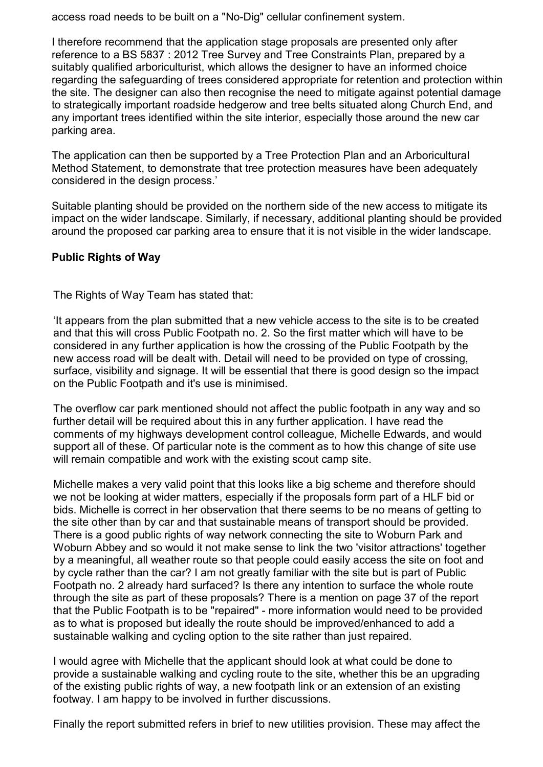access road needs to be built on a "No-Dig" cellular confinement system.

I therefore recommend that the application stage proposals are presented only after reference to a BS 5837 : 2012 Tree Survey and Tree Constraints Plan, prepared by a suitably qualified arboriculturist, which allows the designer to have an informed choice regarding the safeguarding of trees considered appropriate for retention and protection within the site. The designer can also then recognise the need to mitigate against potential damage to strategically important roadside hedgerow and tree belts situated along Church End, and any important trees identified within the site interior, especially those around the new car parking area.

The application can then be supported by a Tree Protection Plan and an Arboricultural Method Statement, to demonstrate that tree protection measures have been adequately considered in the design process.'

Suitable planting should be provided on the northern side of the new access to mitigate its impact on the wider landscape. Similarly, if necessary, additional planting should be provided around the proposed car parking area to ensure that it is not visible in the wider landscape.

**Public Rights of Way**

The Rights of Way Team has stated that:

'It appears from the plan submitted that a new vehicle access to the site is to be created and that this will cross Public Footpath no. 2. So the first matter which will have to be considered in any further application is how the crossing of the Public Footpath by the new access road will be dealt with. Detail will need to be provided on type of crossing, surface, visibility and signage. It will be essential that there is good design so the impact on the Public Footpath and it's use is minimised.

The overflow car park mentioned should not affect the public footpath in any way and so further detail will be required about this in any further application. I have read the comments of my highways development control colleague, Michelle Edwards, and would support all of these. Of particular note is the comment as to how this change of site use will remain compatible and work with the existing scout camp site.

Michelle makes a very valid point that this looks like a big scheme and therefore should we not be looking at wider matters, especially if the proposals form part of a HLF bid or bids. Michelle is correct in her observation that there seems to be no means of getting to the site other than by car and that sustainable means of transport should be provided. There is a good public rights of way network connecting the site to Woburn Park and Woburn Abbey and so would it not make sense to link the two 'visitor attractions' together by a meaningful, all weather route so that people could easily access the site on foot and by cycle rather than the car? I am not greatly familiar with the site but is part of Public Footpath no. 2 already hard surfaced? Is there any intention to surface the whole route through the site as part of these proposals? There is a mention on page 37 of the report that the Public Footpath is to be "repaired" - more information would need to be provided as to what is proposed but ideally the route should be improved/enhanced to add a sustainable walking and cycling option to the site rather than just repaired.

I would agree with Michelle that the applicant should look at what could be done to provide a sustainable walking and cycling route to the site, whether this be an upgrading of the existing public rights of way, a new footpath link or an extension of an existing footway. I am happy to be involved in further discussions.

Finally the report submitted refers in brief to new utilities provision. These may affect the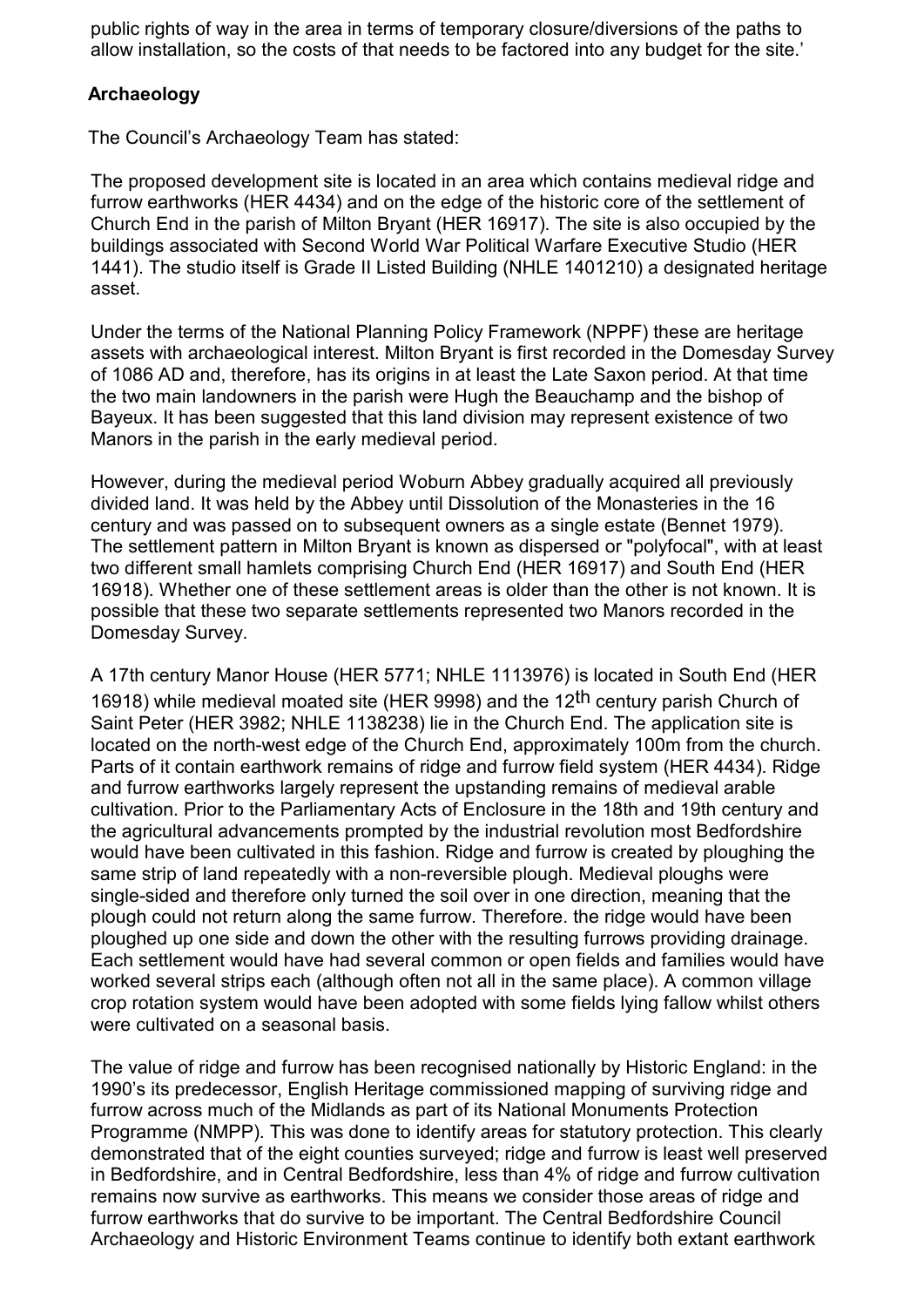public rights of way in the area in terms of temporary closure/diversions of the paths to allow installation, so the costs of that needs to be factored into any budget for the site.'

**Archaeology**

The Council's Archaeology Team has stated:

The proposed development site is located in an area which contains medieval ridge and furrow earthworks (HER 4434) and on the edge of the historic core of the settlement of Church End in the parish of Milton Bryant (HER 16917). The site is also occupied by the buildings associated with Second World War Political Warfare Executive Studio (HER 1441). The studio itself is Grade II Listed Building (NHLE 1401210) a designated heritage asset.

Under the terms of the National Planning Policy Framework (NPPF) these are heritage assets with archaeological interest. Milton Bryant is first recorded in the Domesday Survey of 1086 AD and, therefore, has its origins in at least the Late Saxon period. At that time the two main landowners in the parish were Hugh the Beauchamp and the bishop of Bayeux. It has been suggested that this land division may represent existence of two Manors in the parish in the early medieval period.

However, during the medieval period Woburn Abbey gradually acquired all previously divided land. It was held by the Abbey until Dissolution of the Monasteries in the 16 century and was passed on to subsequent owners as a single estate (Bennet 1979). The settlement pattern in Milton Bryant is known as dispersed or "polyfocal", with at least two different small hamlets comprising Church End (HER 16917) and South End (HER 16918). Whether one of these settlement areas is older than the other is not known. It is possible that these two separate settlements represented two Manors recorded in the Domesday Survey.

A 17th century Manor House (HER 5771; NHLE 1113976) is located in South End (HER 16918) while medieval moated site (HER 9998) and the 12th century parish Church of Saint Peter (HER 3982; NHLE 1138238) lie in the Church End. The application site is located on the north-west edge of the Church End, approximately 100m from the church. Parts of it contain earthwork remains of ridge and furrow field system (HER 4434). Ridge and furrow earthworks largely represent the upstanding remains of medieval arable cultivation. Prior to the Parliamentary Acts of Enclosure in the 18th and 19th century and the agricultural advancements prompted by the industrial revolution most Bedfordshire would have been cultivated in this fashion. Ridge and furrow is created by ploughing the same strip of land repeatedly with a non-reversible plough. Medieval ploughs were single-sided and therefore only turned the soil over in one direction, meaning that the plough could not return along the same furrow. Therefore. the ridge would have been ploughed up one side and down the other with the resulting furrows providing drainage. Each settlement would have had several common or open fields and families would have worked several strips each (although often not all in the same place). A common village crop rotation system would have been adopted with some fields lying fallow whilst others were cultivated on a seasonal basis.

The value of ridge and furrow has been recognised nationally by Historic England: in the 1990's its predecessor, English Heritage commissioned mapping of surviving ridge and furrow across much of the Midlands as part of its National Monuments Protection Programme (NMPP). This was done to identify areas for statutory protection. This clearly demonstrated that of the eight counties surveyed; ridge and furrow is least well preserved in Bedfordshire, and in Central Bedfordshire, less than 4% of ridge and furrow cultivation remains now survive as earthworks. This means we consider those areas of ridge and furrow earthworks that do survive to be important. The Central Bedfordshire Council Archaeology and Historic Environment Teams continue to identify both extant earthwork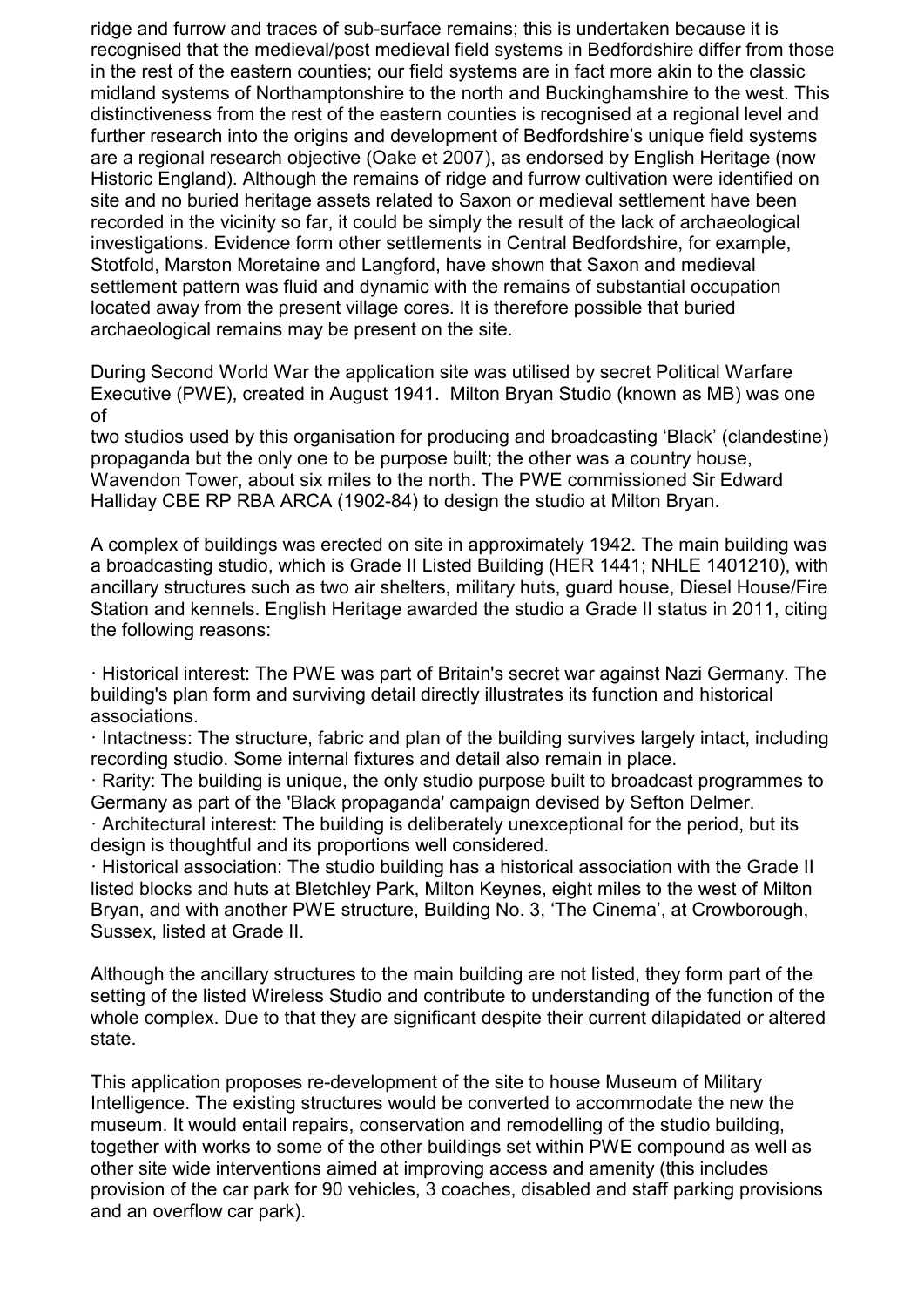ridge and furrow and traces of sub-surface remains; this is undertaken because it is recognised that the medieval/post medieval field systems in Bedfordshire differ from those in the rest of the eastern counties; our field systems are in fact more akin to the classic midland systems of Northamptonshire to the north and Buckinghamshire to the west. This distinctiveness from the rest of the eastern counties is recognised at a regional level and further research into the origins and development of Bedfordshire's unique field systems are a regional research objective (Oake et 2007), as endorsed by English Heritage (now Historic England). Although the remains of ridge and furrow cultivation were identified on site and no buried heritage assets related to Saxon or medieval settlement have been recorded in the vicinity so far, it could be simply the result of the lack of archaeological investigations. Evidence form other settlements in Central Bedfordshire, for example, Stotfold, Marston Moretaine and Langford, have shown that Saxon and medieval settlement pattern was fluid and dynamic with the remains of substantial occupation located away from the present village cores. It is therefore possible that buried archaeological remains may be present on the site.

During Second World War the application site was utilised by secret Political Warfare Executive (PWE), created in August 1941. Milton Bryan Studio (known as MB) was one of two studios used by this organisation for producing and broadcasting 'Black' (clandestine) propaganda but the only one to be purpose built; the other was a country house, Wavendon Tower, about six miles to the north. The PWE commissioned Sir Edward Halliday CBE RP RBA ARCA (1902-84) to design the studio at Milton Bryan.

A complex of buildings was erected on site in approximately 1942. The main building was a broadcasting studio, which is Grade II Listed Building (HER 1441; NHLE 1401210), with ancillary structures such as two air shelters, military huts, guard house, Diesel House/Fire Station and kennels. English Heritage awarded the studio a Grade II status in 2011, citing the following reasons:

· Historical interest: The PWE was part of Britain's secret war against Nazi Germany. The building's plan form and surviving detail directly illustrates its function and historical associations.
· Intactness: The structure, fabric and plan of the building survives largely intact, including recording studio. Some internal fixtures and detail also remain in place.
· Rarity: The building is unique, the only studio purpose built to broadcast programmes to Germany as part of the 'Black propaganda' campaign devised by Sefton Delmer.
· Architectural interest: The building is deliberately unexceptional for the period, but its design is thoughtful and its proportions well considered.
· Historical association: The studio building has a historical association with the Grade II listed blocks and huts at Bletchley Park, Milton Keynes, eight miles to the west of Milton Bryan, and with another PWE structure, Building No. 3, 'The Cinema', at Crowborough, Sussex, listed at Grade II.

Although the ancillary structures to the main building are not listed, they form part of the setting of the listed Wireless Studio and contribute to understanding of the function of the whole complex. Due to that they are significant despite their current dilapidated or altered state.

This application proposes re-development of the site to house Museum of Military Intelligence. The existing structures would be converted to accommodate the new the museum. It would entail repairs, conservation and remodelling of the studio building, together with works to some of the other buildings set within PWE compound as well as other site wide interventions aimed at improving access and amenity (this includes provision of the car park for 90 vehicles, 3 coaches, disabled and staff parking provisions and an overflow car park).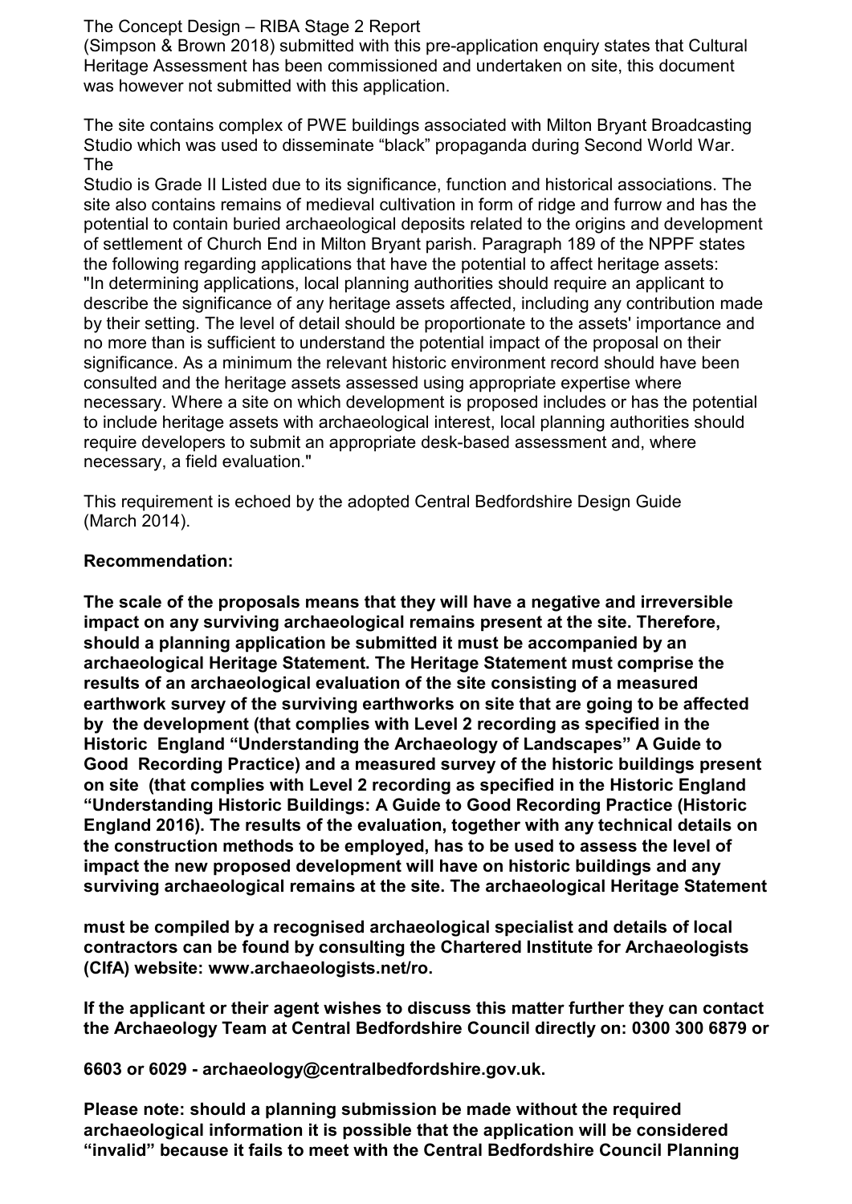The Concept Design – RIBA Stage 2 Report (Simpson & Brown 2018) submitted with this pre-application enquiry states that Cultural Heritage Assessment has been commissioned and undertaken on site, this document was however not submitted with this application.

The site contains complex of PWE buildings associated with Milton Bryant Broadcasting Studio which was used to disseminate "black" propaganda during Second World War. The Studio is Grade II Listed due to its significance, function and historical associations. The site also contains remains of medieval cultivation in form of ridge and furrow and has the potential to contain buried archaeological deposits related to the origins and development of settlement of Church End in Milton Bryant parish. Paragraph 189 of the NPPF states the following regarding applications that have the potential to affect heritage assets: "In determining applications, local planning authorities should require an applicant to describe the significance of any heritage assets affected, including any contribution made by their setting. The level of detail should be proportionate to the assets' importance and no more than is sufficient to understand the potential impact of the proposal on their significance. As a minimum the relevant historic environment record should have been consulted and the heritage assets assessed using appropriate expertise where necessary. Where a site on which development is proposed includes or has the potential to include heritage assets with archaeological interest, local planning authorities should require developers to submit an appropriate desk-based assessment and, where necessary, a field evaluation."

This requirement is echoed by the adopted Central Bedfordshire Design Guide (March 2014).

**Recommendation:**

**The scale of the proposals means that they will have a negative and irreversible impact on any surviving archaeological remains present at the site. Therefore, should a planning application be submitted it must be accompanied by an archaeological Heritage Statement. The Heritage Statement must comprise the results of an archaeological evaluation of the site consisting of a measured earthwork survey of the surviving earthworks on site that are going to be affected by the development (that complies with Level 2 recording as specified in the Historic England "Understanding the Archaeology of Landscapes" A Guide to Good Recording Practice) and a measured survey of the historic buildings present on site (that complies with Level 2 recording as specified in the Historic England "Understanding Historic Buildings: A Guide to Good Recording Practice (Historic England 2016). The results of the evaluation, together with any technical details on the construction methods to be employed, has to be used to assess the level of impact the new proposed development will have on historic buildings and any surviving archaeological remains at the site. The archaeological Heritage Statement must be compiled by a recognised archaeological specialist and details of local contractors can be found by consulting the Chartered Institute for Archaeologists (CIfA) website: www.archaeologists.net/ro.**

**If the applicant or their agent wishes to discuss this matter further they can contact the Archaeology Team at Central Bedfordshire Council directly on: 0300 300 6879 or 6603 or 6029 - archaeology@centralbedfordshire.gov.uk.**

**Please note: should a planning submission be made without the required archaeological information it is possible that the application will be considered "invalid" because it fails to meet with the Central Bedfordshire Council Planning**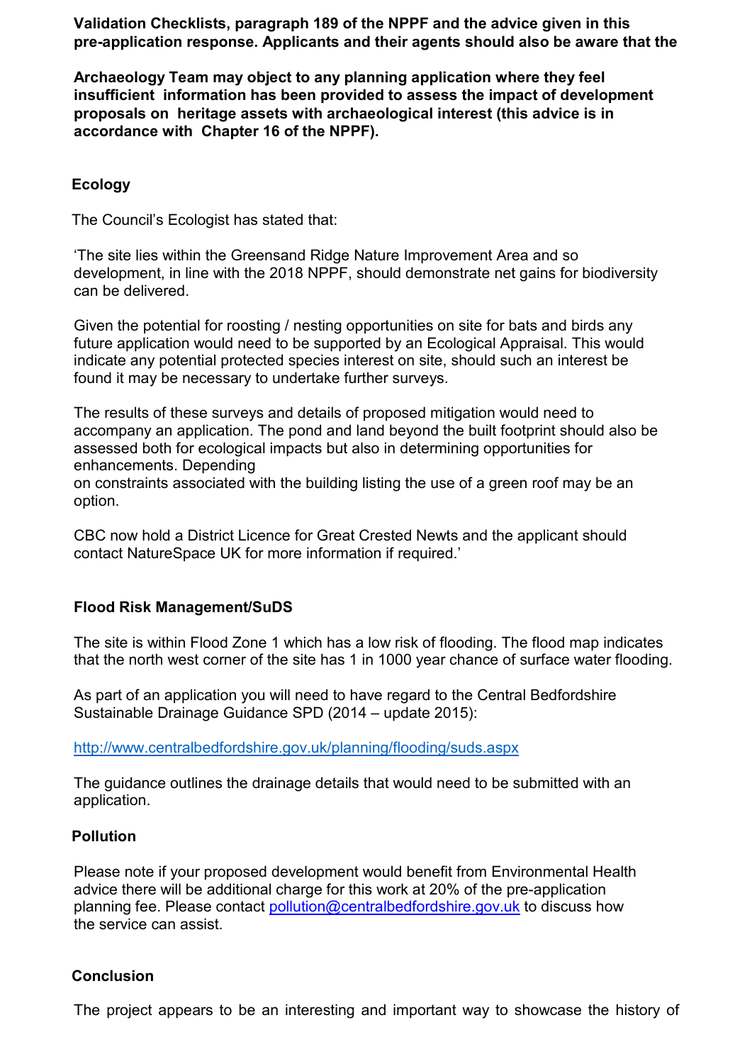**Validation Checklists, paragraph 189 of the NPPF and the advice given in this pre-application response. Applicants and their agents should also be aware that the**

**Archaeology Team may object to any planning application where they feel insufficient information has been provided to assess the impact of development proposals on heritage assets with archaeological interest (this advice is in accordance with Chapter 16 of the NPPF).**

## Ecology

The Council's Ecologist has stated that:

'The site lies within the Greensand Ridge Nature Improvement Area and so development, in line with the 2018 NPPF, should demonstrate net gains for biodiversity can be delivered.

Given the potential for roosting / nesting opportunities on site for bats and birds any future application would need to be supported by an Ecological Appraisal. This would indicate any potential protected species interest on site, should such an interest be found it may be necessary to undertake further surveys.

The results of these surveys and details of proposed mitigation would need to accompany an application. The pond and land beyond the built footprint should also be assessed both for ecological impacts but also in determining opportunities for enhancements. Depending on constraints associated with the building listing the use of a green roof may be an option.

CBC now hold a District Licence for Great Crested Newts and the applicant should contact NatureSpace UK for more information if required.'

## Flood Risk Management/SuDS

The site is within Flood Zone 1 which has a low risk of flooding. The flood map indicates that the north west corner of the site has 1 in 1000 year chance of surface water flooding.

As part of an application you will need to have regard to the Central Bedfordshire Sustainable Drainage Guidance SPD (2014 – update 2015):

http://www.centralbedfordshire.gov.uk/planning/flooding/suds.aspx

The guidance outlines the drainage details that would need to be submitted with an application.

## Pollution

Please note if your proposed development would benefit from Environmental Health advice there will be additional charge for this work at 20% of the pre-application planning fee. Please contact pollution@centralbedfordshire.gov.uk to discuss how the service can assist.

## Conclusion

The project appears to be an interesting and important way to showcase the history of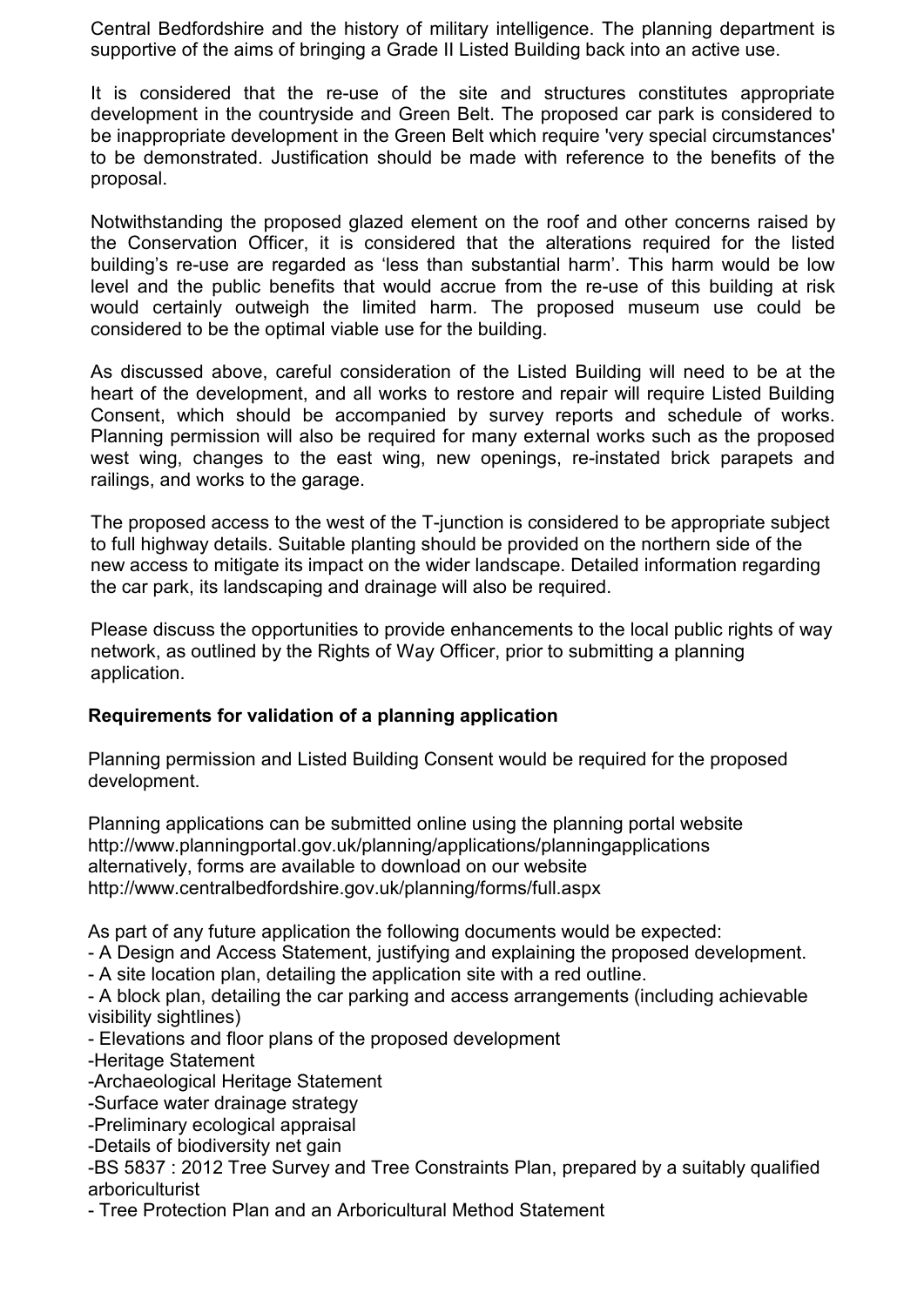Central Bedfordshire and the history of military intelligence. The planning department is supportive of the aims of bringing a Grade II Listed Building back into an active use.

It is considered that the re-use of the site and structures constitutes appropriate development in the countryside and Green Belt. The proposed car park is considered to be inappropriate development in the Green Belt which require 'very special circumstances' to be demonstrated. Justification should be made with reference to the benefits of the proposal.

Notwithstanding the proposed glazed element on the roof and other concerns raised by the Conservation Officer, it is considered that the alterations required for the listed building's re-use are regarded as 'less than substantial harm'. This harm would be low level and the public benefits that would accrue from the re-use of this building at risk would certainly outweigh the limited harm. The proposed museum use could be considered to be the optimal viable use for the building.

As discussed above, careful consideration of the Listed Building will need to be at the heart of the development, and all works to restore and repair will require Listed Building Consent, which should be accompanied by survey reports and schedule of works. Planning permission will also be required for many external works such as the proposed west wing, changes to the east wing, new openings, re-instated brick parapets and railings, and works to the garage.

The proposed access to the west of the T-junction is considered to be appropriate subject to full highway details. Suitable planting should be provided on the northern side of the new access to mitigate its impact on the wider landscape. Detailed information regarding the car park, its landscaping and drainage will also be required.

Please discuss the opportunities to provide enhancements to the local public rights of way network, as outlined by the Rights of Way Officer, prior to submitting a planning application.

**Requirements for validation of a planning application**

Planning permission and Listed Building Consent would be required for the proposed development.

Planning applications can be submitted online using the planning portal website http://www.planningportal.gov.uk/planning/applications/planningapplications alternatively, forms are available to download on our website http://www.centralbedfordshire.gov.uk/planning/forms/full.aspx

As part of any future application the following documents would be expected:

- A Design and Access Statement, justifying and explaining the proposed development.
- A site location plan, detailing the application site with a red outline.
- A block plan, detailing the car parking and access arrangements (including achievable visibility sightlines)
- Elevations and floor plans of the proposed development
- Heritage Statement
- Archaeological Heritage Statement
- Surface water drainage strategy
- Preliminary ecological appraisal
- Details of biodiversity net gain
- BS 5837 : 2012 Tree Survey and Tree Constraints Plan, prepared by a suitably qualified arboriculturist
- Tree Protection Plan and an Arboricultural Method Statement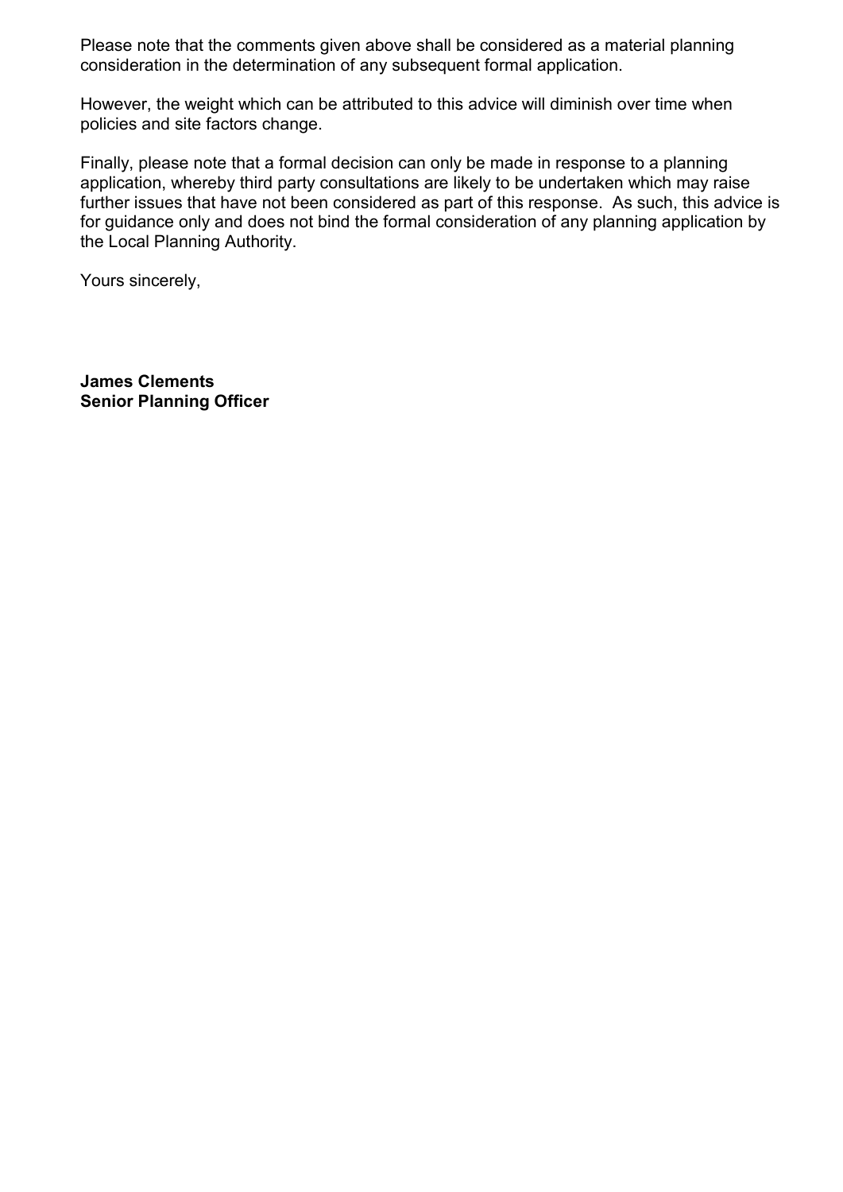Please note that the comments given above shall be considered as a material planning consideration in the determination of any subsequent formal application.

However, the weight which can be attributed to this advice will diminish over time when policies and site factors change.

Finally, please note that a formal decision can only be made in response to a planning application, whereby third party consultations are likely to be undertaken which may raise further issues that have not been considered as part of this response. As such, this advice is for guidance only and does not bind the formal consideration of any planning application by the Local Planning Authority.

Yours sincerely,

**James Clements**
**Senior Planning Officer**